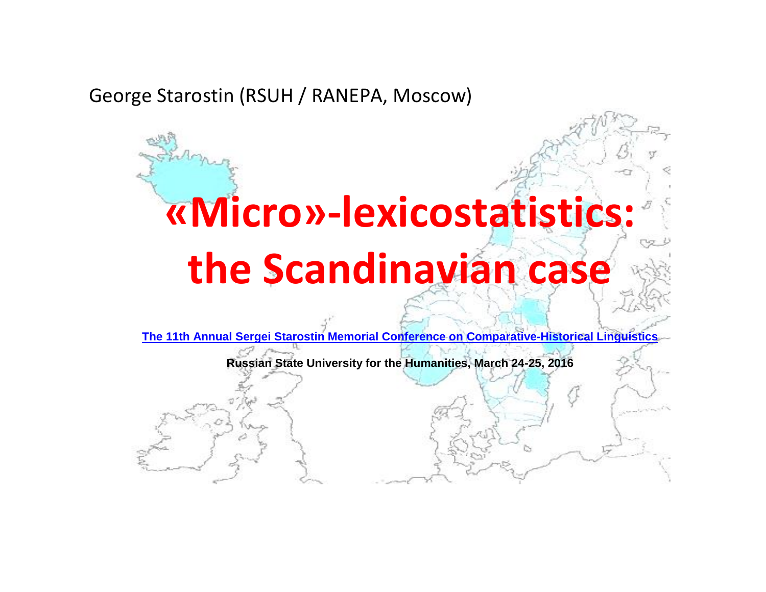George Starostin (RSUH / RANEPA, Moscow)

# «Micro»-lexicostatistics: the Scandinavian case

The 11th Annual Sergei Starostin Memorial Conference on Comparative-Historical Linguistics

**Russian State University for the Humanities, March 24-25, 2016**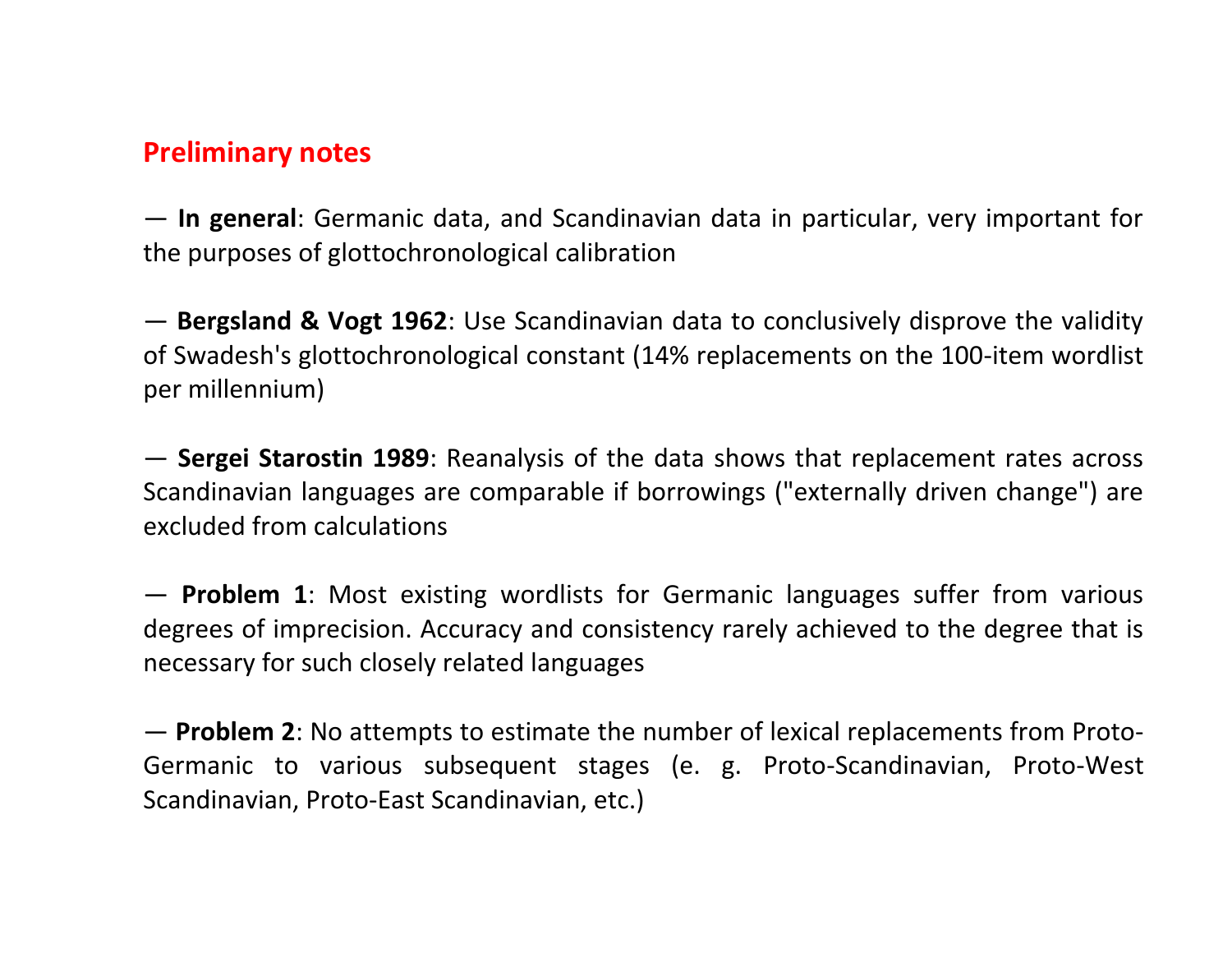## Preliminary notes

— **In general**: Germanic data, and Scandinavian data in particular, very important for the purposes of glottochronological calibration

— **Bergsland & Vogt 1962**: Use Scandinavian data to conclusively disprove the validity of Swadesh's glottochronological constant (14% replacements on the 100-item wordlist per millennium)

— **Sergei Starostin 1989**: Reanalysis of the data shows that replacement rates across Scandinavian languages are comparable if borrowings ("externally driven change") are excluded from calculations

— **Problem 1**: Most existing wordlists for Germanic languages suffer from various degrees of imprecision. Accuracy and consistency rarely achieved to the degree that is necessary for such closely related languages

— **Problem 2**: No attempts to estimate the number of lexical replacements from Proto-Germanic to various subsequent stages (e. g. Proto-Scandinavian, Proto-West Scandinavian, Proto-East Scandinavian, etc.)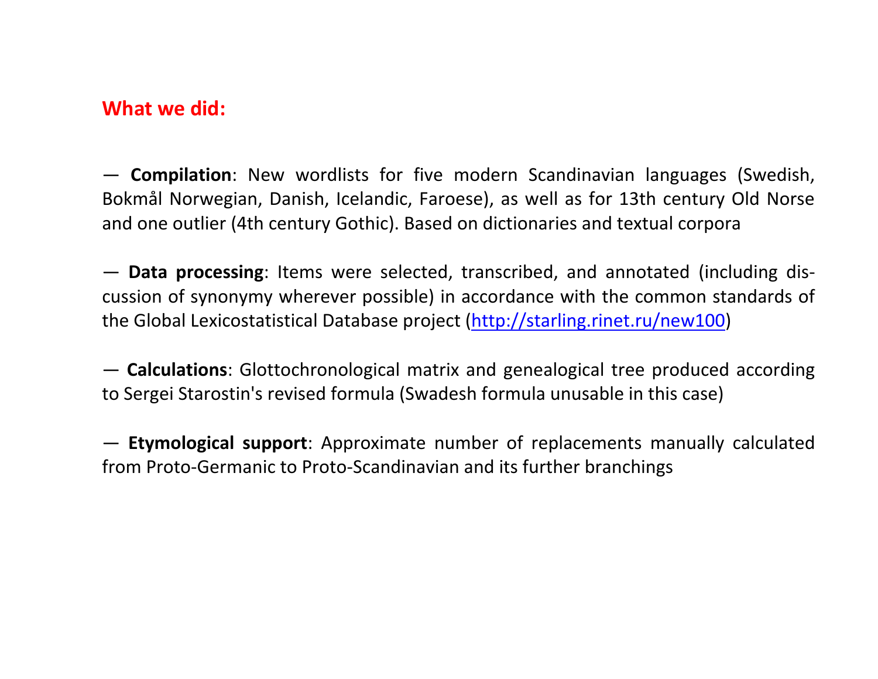## What we did:

— **Compilation**: New wordlists for five modern Scandinavian languages (Swedish, Bokmål Norwegian, Danish, Icelandic, Faroese), as well as for 13th century Old Norse and one outlier (4th century Gothic). Based on dictionaries and textual corpora

— **Data processing**: Items were selected, transcribed, and annotated (including discussion of synonymy wherever possible) in accordance with the common standards of the Global Lexicostatistical Database project (http://starling.rinet.ru/new100)

— **Calculations**: Glottochronological matrix and genealogical tree produced according to Sergei Starostin's revised formula (Swadesh formula unusable in this case)

— **Etymological support**: Approximate number of replacements manually calculated from Proto-Germanic to Proto-Scandinavian and its further branchings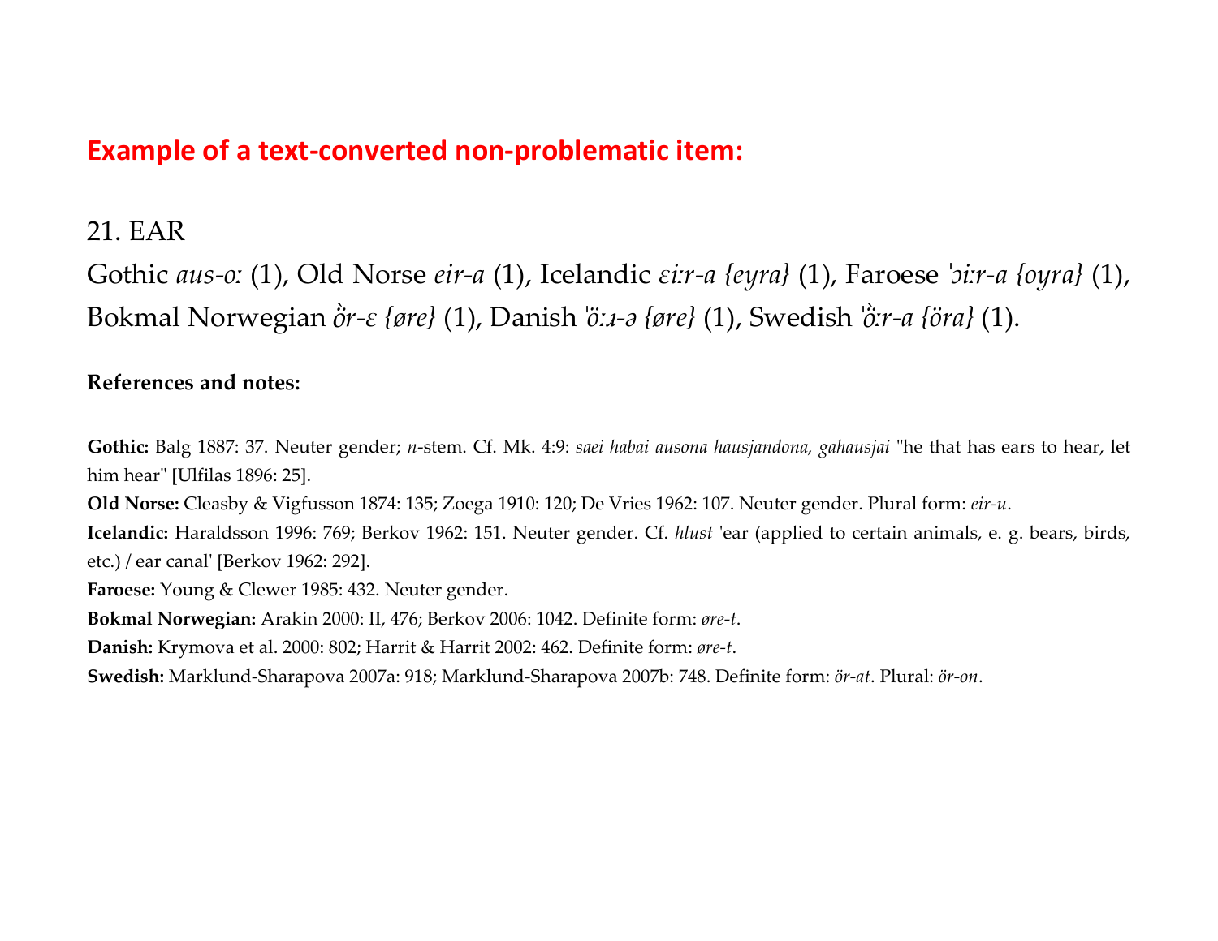## Example of a text-converted non-problematic item:

21. EAR

Gothic *aus-oː* (1), Old Norse *eir-a* (1), Icelandic *ɛiːr-a {eyra}* (1), Faroese *ˈɔiːr-a {oyra}* (1), Bokmal Norwegian *ȍr-ɛ {øre}* (1), Danish *ˈöːɹ-ə {øre}* (1), Swedish *ˈȍːr-a {öra}* (1).

**References and notes:**

**Gothic:** Balg 1887: 37. Neuter gender; *n*-stem. Cf. Mk. 4:9: *saei habai ausona hausjandona, gahausjai* "he that has ears to hear, let him hear" [Ulfilas 1896: 25].

**Old Norse:** Cleasby & Vigfusson 1874: 135; Zoega 1910: 120; De Vries 1962: 107. Neuter gender. Plural form: *eir-u*.

**Icelandic:** Haraldsson 1996: 769; Berkov 1962: 151. Neuter gender. Cf. *hlust* 'ear (applied to certain animals, e. g. bears, birds, etc.) / ear canal' [Berkov 1962: 292].

**Faroese:** Young & Clewer 1985: 432. Neuter gender.

**Bokmal Norwegian:** Arakin 2000: II, 476; Berkov 2006: 1042. Definite form: *øre-t*.

**Danish:** Krymova et al. 2000: 802; Harrit & Harrit 2002: 462. Definite form: *øre-t*.

**Swedish:** Marklund-Sharapova 2007a: 918; Marklund-Sharapova 2007b: 748. Definite form: *ör-at*. Plural: *ör-on*.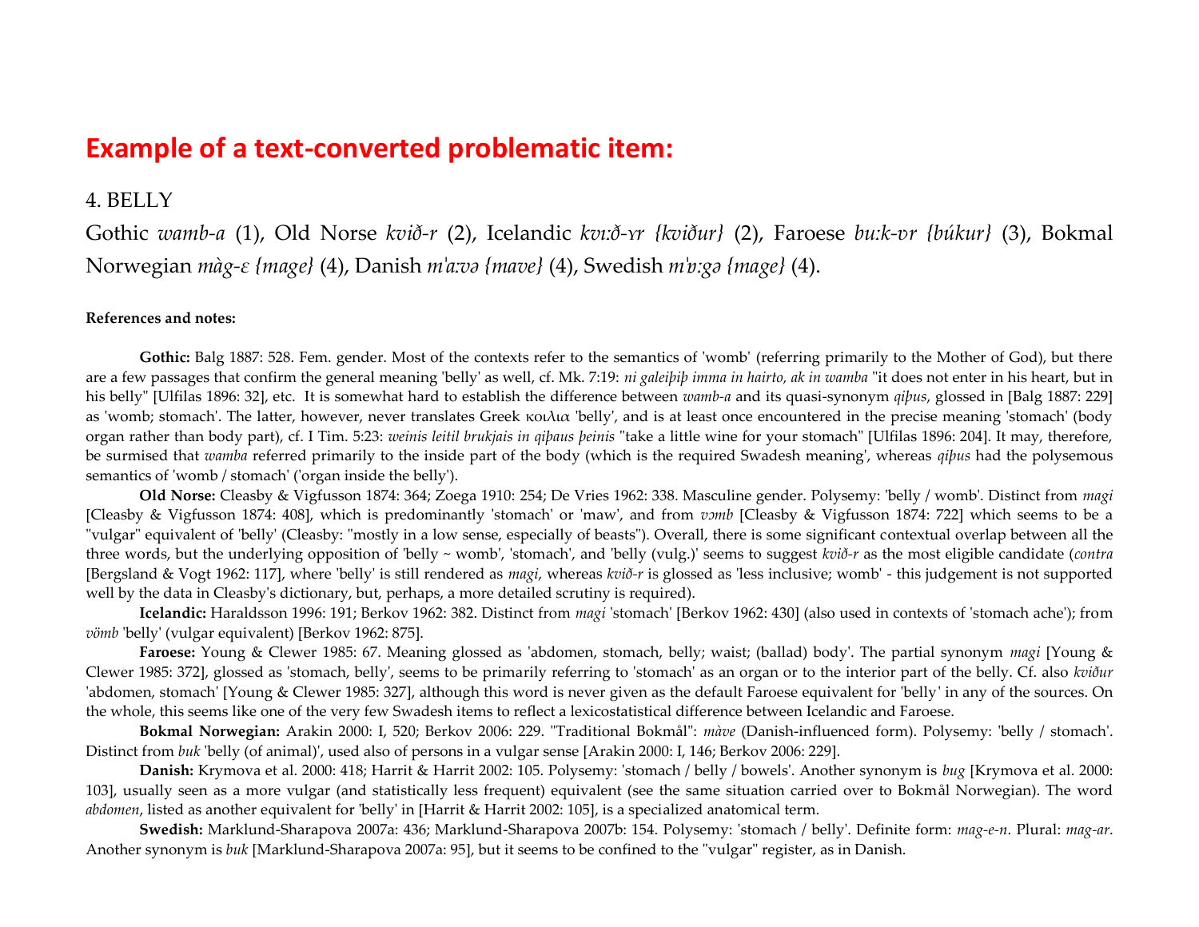# Example of a text-converted problematic item:

4. BELLY

Gothic *wamb-a* (1), Old Norse *kvið-r* (2), Icelandic *kvɪːð-ʏr {kviður}* (2), Faroese *buːk-ʊr {búkur}* (3), Bokmal Norwegian *màg-ɛ {mage}* (4), Danish *mˈaːvə {mave}* (4), Swedish *mˈɒːgə {mage}* (4).

**References and notes:**

**Gothic:** Balg 1887: 528. Fem. gender. Most of the contexts refer to the semantics of 'womb' (referring primarily to the Mother of God), but there are a few passages that confirm the general meaning 'belly' as well, cf. Mk. 7:19: *ni galeiþiþ imma in hairto, ak in wamba* "it does not enter in his heart, but in his belly" [Ulfilas 1896: 32], etc. It is somewhat hard to establish the difference between *wamb-a* and its quasi-synonym *qiþus*, glossed in [Balg 1887: 229] as 'womb; stomach'. The latter, however, never translates Greek κοιλια 'belly', and is at least once encountered in the precise meaning 'stomach' (body organ rather than body part), cf. I Tim. 5:23: *weinis leitil brukjais in qiþaus þeinis* "take a little wine for your stomach" [Ulfilas 1896: 204]. It may, therefore, be surmised that *wamba* referred primarily to the inside part of the body (which is the required Swadesh meaning', whereas *qiþus* had the polysemous semantics of 'womb / stomach' ('organ inside the belly').

**Old Norse:** Cleasby & Vigfusson 1874: 364; Zoega 1910: 254; De Vries 1962: 338. Masculine gender. Polysemy: 'belly / womb'. Distinct from *magi* [Cleasby & Vigfusson 1874: 408], which is predominantly 'stomach' or 'maw', and from *vɔmb* [Cleasby & Vigfusson 1874: 722] which seems to be a "vulgar" equivalent of 'belly' (Cleasby: "mostly in a low sense, especially of beasts"). Overall, there is some significant contextual overlap between all the three words, but the underlying opposition of 'belly ~ womb', 'stomach', and 'belly (vulg.)' seems to suggest *kvið-r* as the most eligible candidate (*contra* [Bergsland & Vogt 1962: 117], where 'belly' is still rendered as *magi*, whereas *kvið-r* is glossed as 'less inclusive; womb' - this judgement is not supported well by the data in Cleasby's dictionary, but, perhaps, a more detailed scrutiny is required).

**Icelandic:** Haraldsson 1996: 191; Berkov 1962: 382. Distinct from *magi* 'stomach' [Berkov 1962: 430] (also used in contexts of 'stomach ache'); from *vömb* 'belly' (vulgar equivalent) [Berkov 1962: 875].

**Faroese:** Young & Clewer 1985: 67. Meaning glossed as 'abdomen, stomach, belly; waist; (ballad) body'. The partial synonym *magi* [Young & Clewer 1985: 372], glossed as 'stomach, belly', seems to be primarily referring to 'stomach' as an organ or to the interior part of the belly. Cf. also *kviður* 'abdomen, stomach' [Young & Clewer 1985: 327], although this word is never given as the default Faroese equivalent for 'belly' in any of the sources. On the whole, this seems like one of the very few Swadesh items to reflect a lexicostatistical difference between Icelandic and Faroese.

**Bokmal Norwegian:** Arakin 2000: I, 520; Berkov 2006: 229. "Traditional Bokmål": *màve* (Danish-influenced form). Polysemy: 'belly / stomach'. Distinct from *buk* 'belly (of animal)', used also of persons in a vulgar sense [Arakin 2000: I, 146; Berkov 2006: 229].

**Danish:** Krymova et al. 2000: 418; Harrit & Harrit 2002: 105. Polysemy: 'stomach / belly / bowels'. Another synonym is *bug* [Krymova et al. 2000: 103], usually seen as a more vulgar (and statistically less frequent) equivalent (see the same situation carried over to Bokmål Norwegian). The word *abdomen*, listed as another equivalent for 'belly' in [Harrit & Harrit 2002: 105], is a specialized anatomical term.

**Swedish:** Marklund-Sharapova 2007a: 436; Marklund-Sharapova 2007b: 154. Polysemy: 'stomach / belly'. Definite form: *mag-e-n*. Plural: *mag-ar*. Another synonym is *buk* [Marklund-Sharapova 2007a: 95], but it seems to be confined to the "vulgar" register, as in Danish.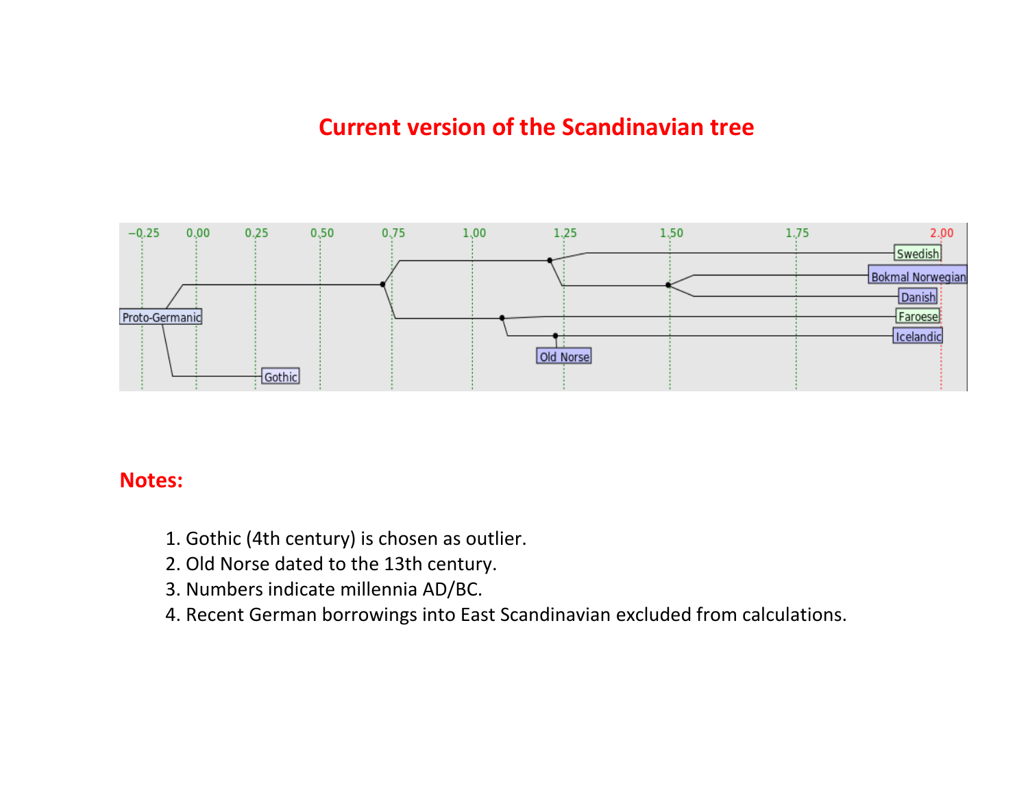# Current version of the Scandinavian tree

## Notes:

1. Gothic (4th century) is chosen as outlier.
2. Old Norse dated to the 13th century.
3. Numbers indicate millennia AD/BC.
4. Recent German borrowings into East Scandinavian excluded from calculations.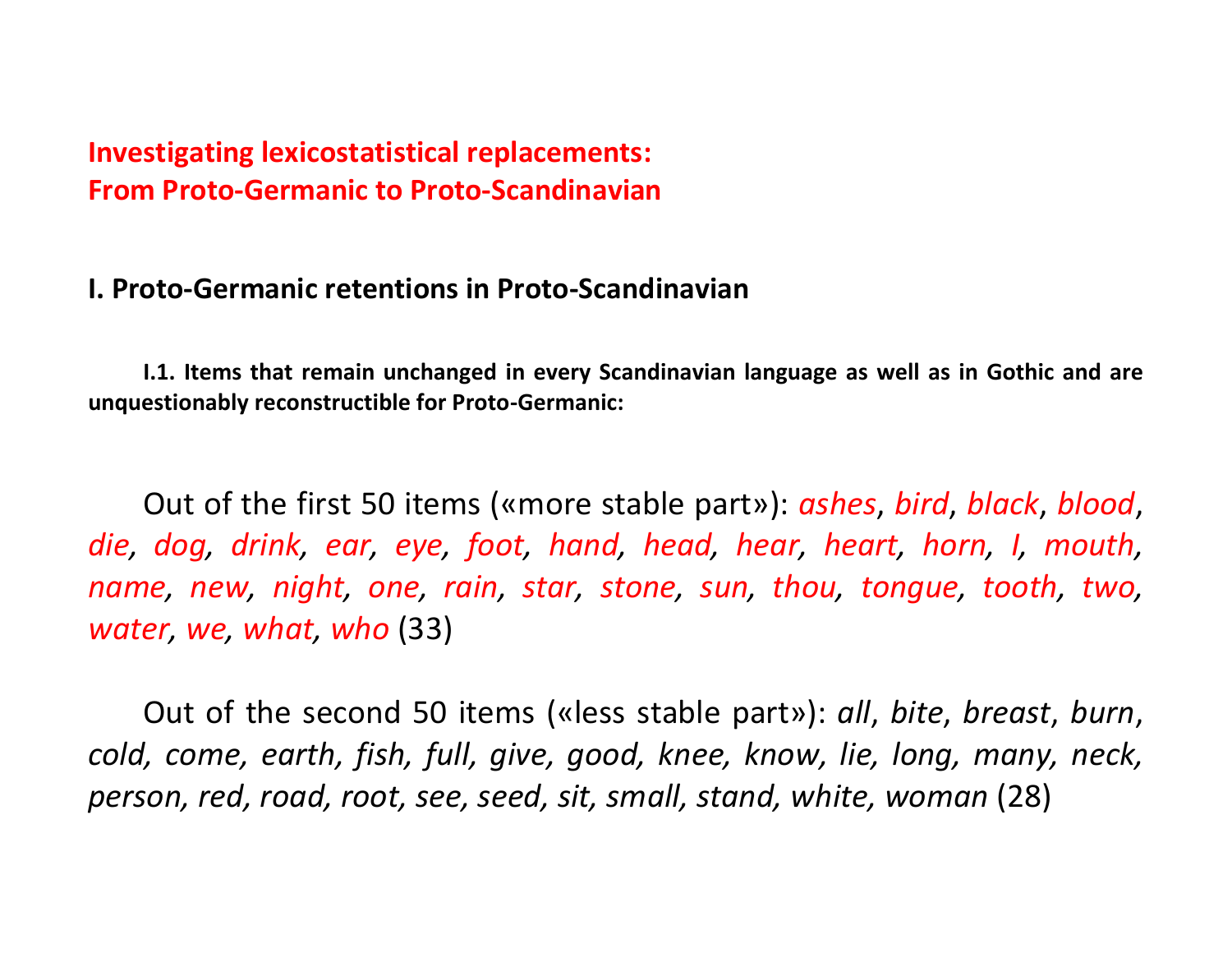## Investigating lexicostatistical replacements: From Proto-Germanic to Proto-Scandinavian

### I. Proto-Germanic retentions in Proto-Scandinavian

**I.1. Items that remain unchanged in every Scandinavian language as well as in Gothic and are unquestionably reconstructible for Proto-Germanic:**

Out of the first 50 items («more stable part»): *ashes*, *bird*, *black*, *blood*, *die*, *dog*, *drink*, *ear*, *eye*, *foot*, *hand*, *head*, *hear*, *heart*, *horn*, *I*, *mouth*, *name*, *new*, *night*, *one*, *rain*, *star*, *stone*, *sun*, *thou*, *tongue*, *tooth*, *two*, *water*, *we*, *what*, *who* (33)

Out of the second 50 items («less stable part»): *all*, *bite*, *breast*, *burn*, *cold, come, earth, fish, full, give, good, knee, know, lie, long, many, neck, person, red, road, root, see, seed, sit, small, stand, white, woman* (28)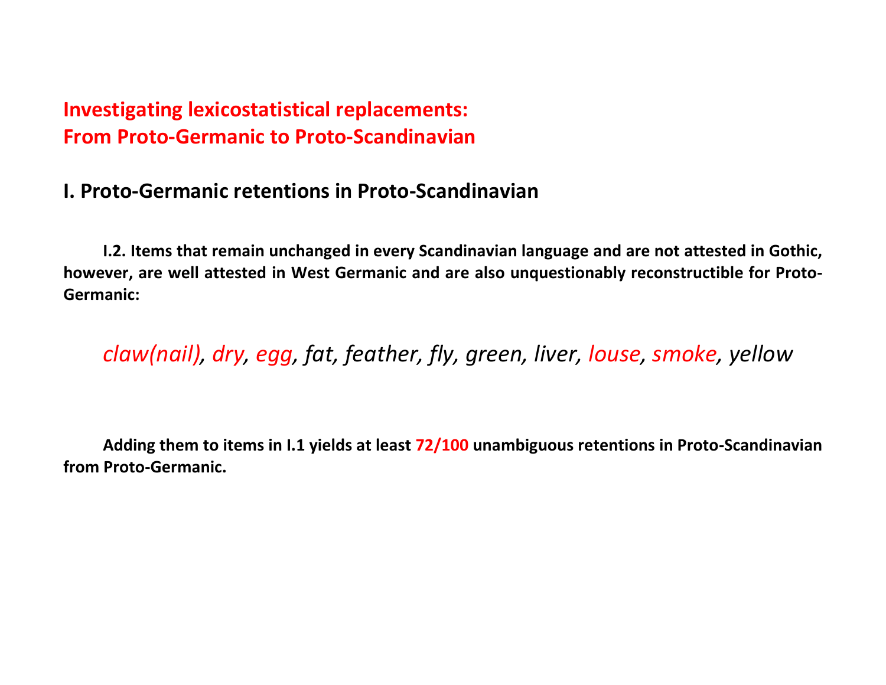# Investigating lexicostatistical replacements: From Proto-Germanic to Proto-Scandinavian

## I. Proto-Germanic retentions in Proto-Scandinavian

**I.2. Items that remain unchanged in every Scandinavian language and are not attested in Gothic, however, are well attested in West Germanic and are also unquestionably reconstructible for Proto-Germanic:**

*claw(nail), dry, egg, fat, feather, fly, green, liver, louse, smoke, yellow*

**Adding them to items in I.1 yields at least 72/100 unambiguous retentions in Proto-Scandinavian from Proto-Germanic.**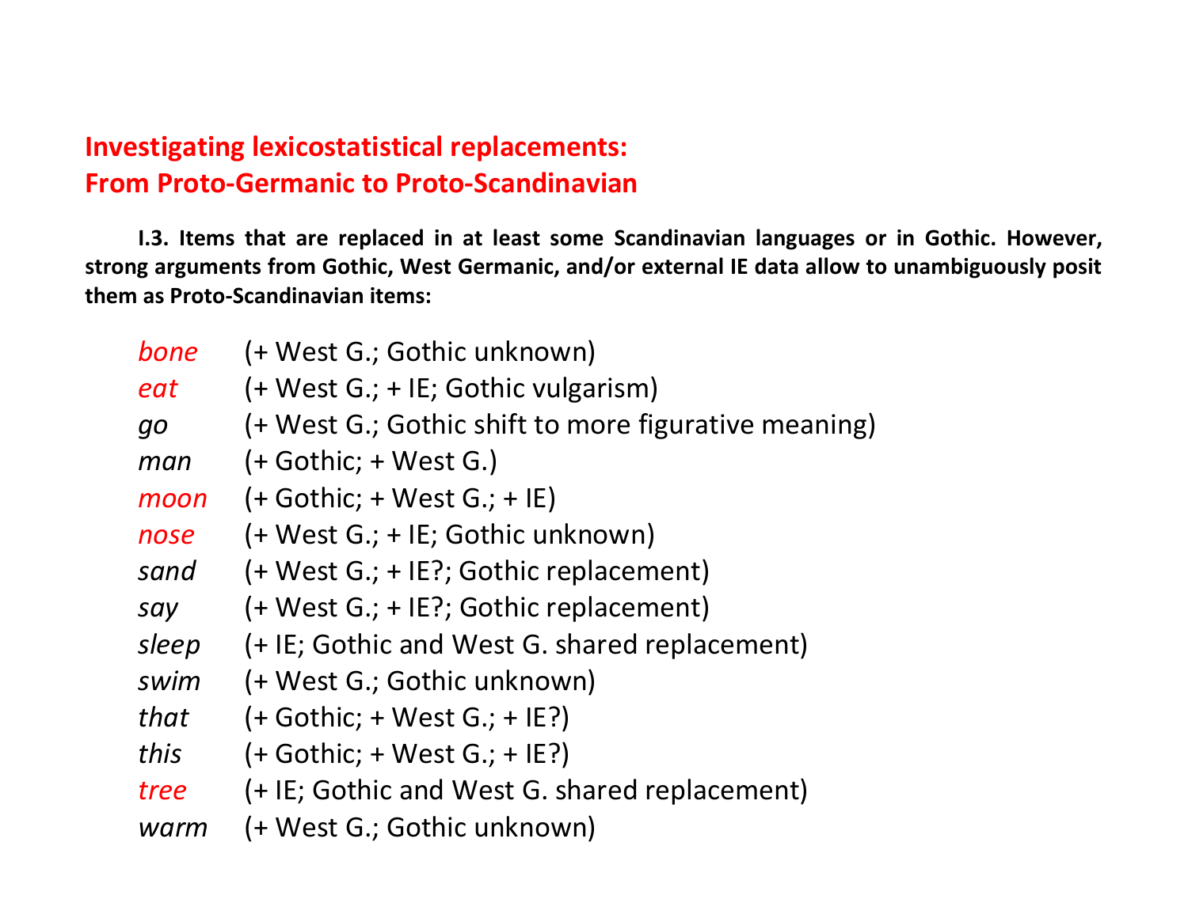# Investigating lexicostatistical replacements: From Proto-Germanic to Proto-Scandinavian

**I.3. Items that are replaced in at least some Scandinavian languages or in Gothic. However, strong arguments from Gothic, West Germanic, and/or external IE data allow to unambiguously posit them as Proto-Scandinavian items:**

| | |
|---|---|
| *bone* | (+ West G.; Gothic unknown) |
| *eat* | (+ West G.; + IE; Gothic vulgarism) |
| *go* | (+ West G.; Gothic shift to more figurative meaning) |
| *man* | (+ Gothic; + West G.) |
| *moon* | (+ Gothic; + West G.; + IE) |
| *nose* | (+ West G.; + IE; Gothic unknown) |
| *sand* | (+ West G.; + IE?; Gothic replacement) |
| *say* | (+ West G.; + IE?; Gothic replacement) |
| *sleep* | (+ IE; Gothic and West G. shared replacement) |
| *swim* | (+ West G.; Gothic unknown) |
| *that* | (+ Gothic; + West G.; + IE?) |
| *this* | (+ Gothic; + West G.; + IE?) |
| *tree* | (+ IE; Gothic and West G. shared replacement) |
| *warm* | (+ West G.; Gothic unknown) |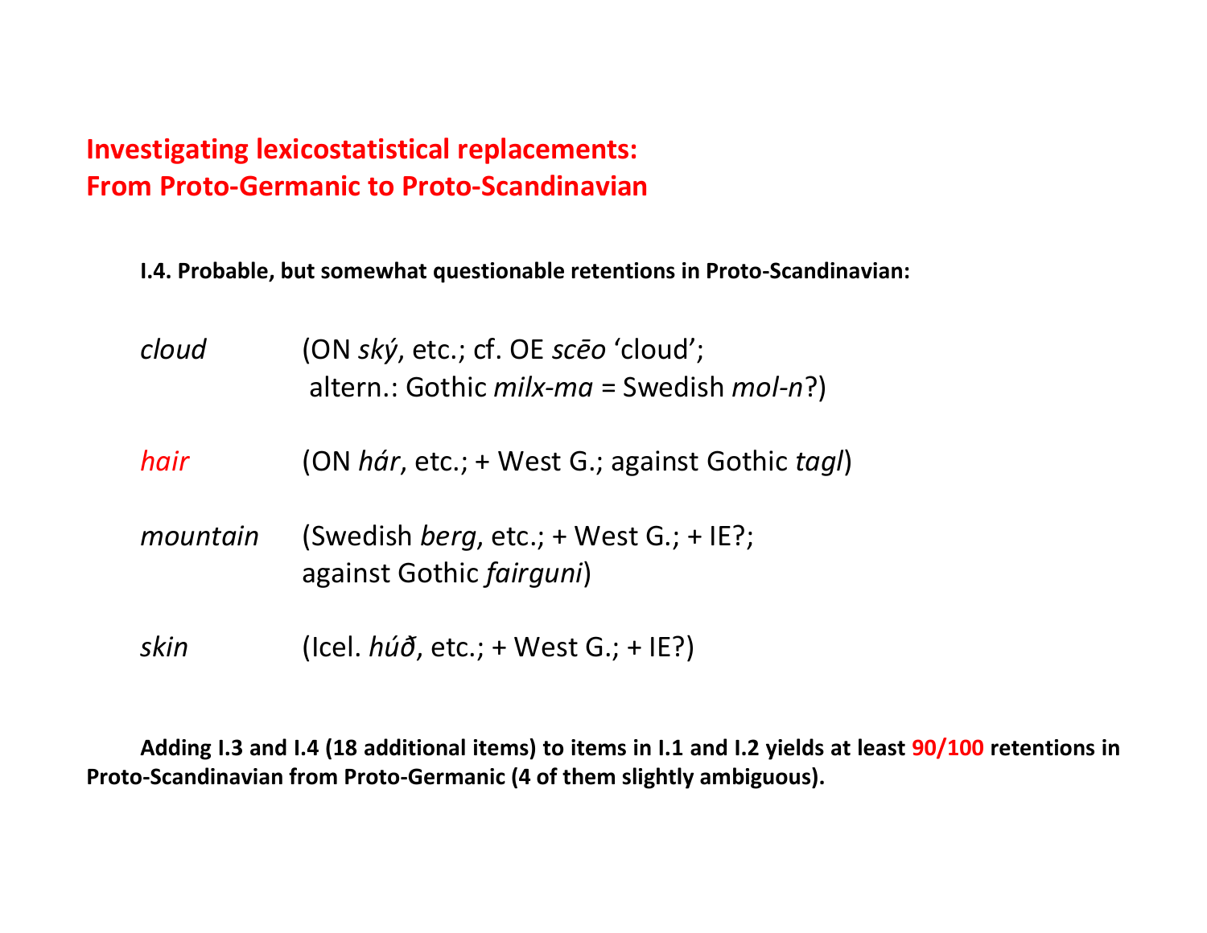## Investigating lexicostatistical replacements: From Proto-Germanic to Proto-Scandinavian

**I.4. Probable, but somewhat questionable retentions in Proto-Scandinavian:**

*cloud* (ON *ský*, etc.; cf. OE *scēo* ‘cloud’;
altern.: Gothic *milx-ma* = Swedish *mol-n*?)

*hair* (ON *hár*, etc.; + West G.; against Gothic *tagl*)

*mountain* (Swedish *berg*, etc.; + West G.; + IE?;
against Gothic *fairguni*)

*skin* (Icel. *húð*, etc.; + West G.; + IE?)

**Adding I.3 and I.4 (18 additional items) to items in I.1 and I.2 yields at least 90/100 retentions in Proto-Scandinavian from Proto-Germanic (4 of them slightly ambiguous).**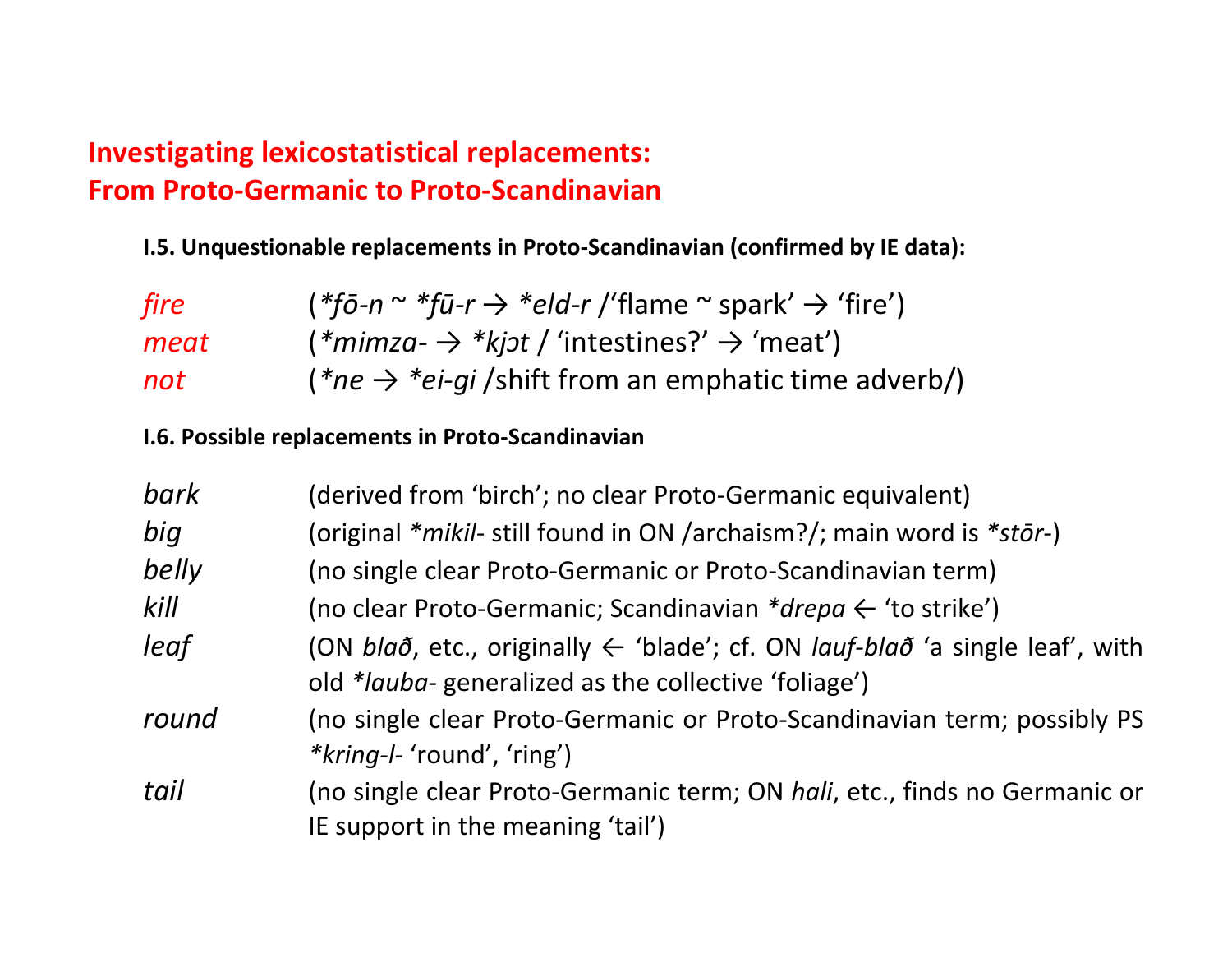# Investigating lexicostatistical replacements: From Proto-Germanic to Proto-Scandinavian

**I.5. Unquestionable replacements in Proto-Scandinavian (confirmed by IE data):**

*fire* (*\*fō-n* ~ *\*fū-r* → *\*eld-r* /'flame ~ spark' → 'fire')
*meat* (*\*mimza-* → *\*kjɔt* / 'intestines?' → 'meat')
*not* (*\*ne* → *\*ei-gi* /shift from an emphatic time adverb/)

**I.6. Possible replacements in Proto-Scandinavian**

*bark* (derived from 'birch'; no clear Proto-Germanic equivalent)
*big* (original *\*mikil-* still found in ON /archaism?/; main word is *\*stōr-*)
*belly* (no single clear Proto-Germanic or Proto-Scandinavian term)
*kill* (no clear Proto-Germanic; Scandinavian *\*drepa* ← 'to strike')
*leaf* (ON *blað*, etc., originally ← 'blade'; cf. ON *lauf-blað* 'a single leaf', with old *\*lauba-* generalized as the collective 'foliage')
*round* (no single clear Proto-Germanic or Proto-Scandinavian term; possibly PS *\*kring-l-* 'round', 'ring')
*tail* (no single clear Proto-Germanic term; ON *hali*, etc., finds no Germanic or IE support in the meaning 'tail')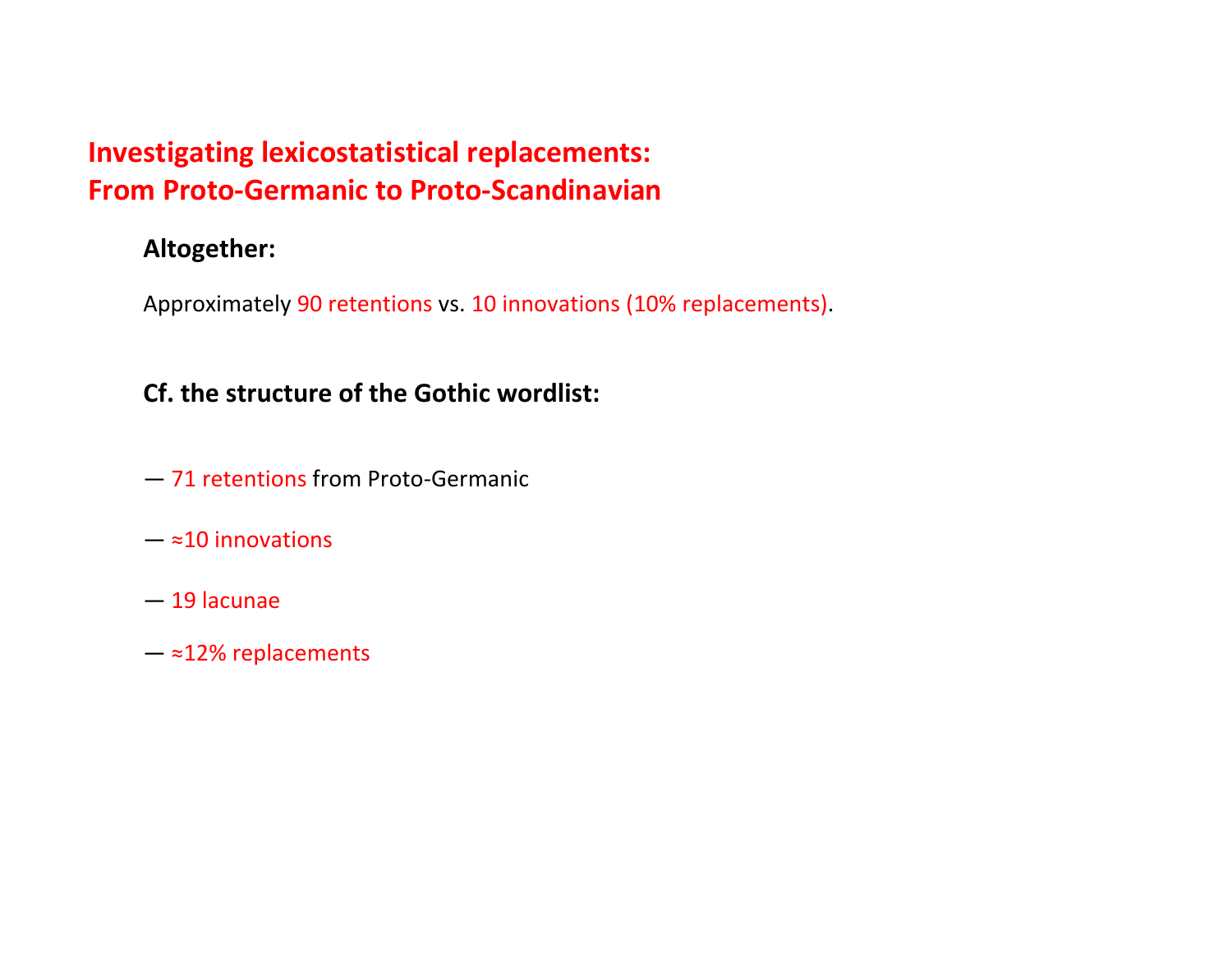# Investigating lexicostatistical replacements:
# From Proto-Germanic to Proto-Scandinavian

**Altogether:**

Approximately 90 retentions vs. 10 innovations (10% replacements).

**Cf. the structure of the Gothic wordlist:**

— 71 retentions from Proto-Germanic

— ≈10 innovations

— 19 lacunae

— ≈12% replacements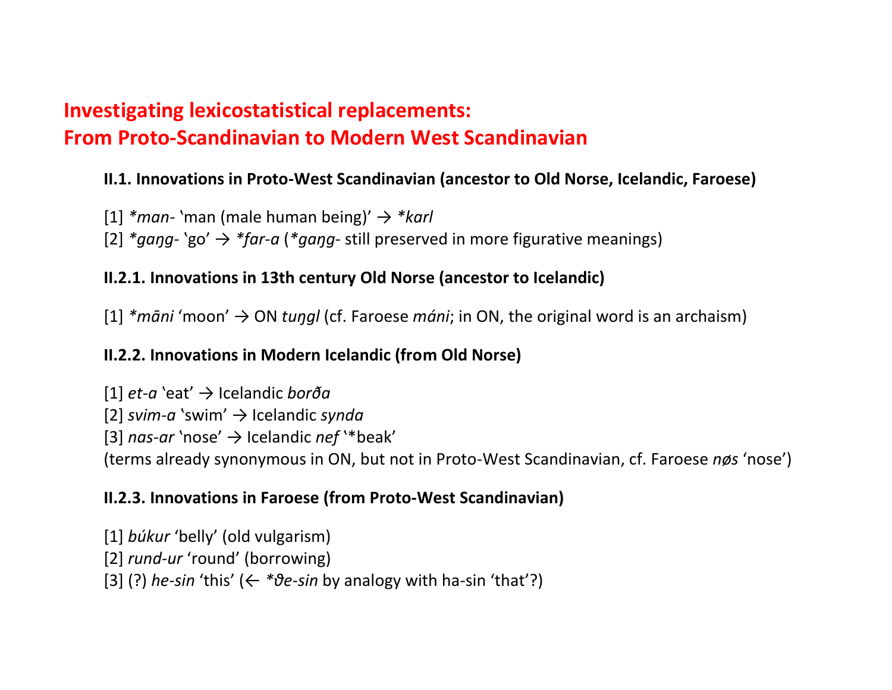# Investigating lexicostatistical replacements: From Proto-Scandinavian to Modern West Scandinavian

### II.1. Innovations in Proto-West Scandinavian (ancestor to Old Norse, Icelandic, Faroese)

[1] *\*man-* 'man (male human being)' → *\*karl*
[2] *\*gaŋg-* 'go' → *\*far-a* (*\*gaŋg-* still preserved in more figurative meanings)

### II.2.1. Innovations in 13th century Old Norse (ancestor to Icelandic)

[1] *\*māni* 'moon' → ON *tuŋgl* (cf. Faroese *máni*; in ON, the original word is an archaism)

### II.2.2. Innovations in Modern Icelandic (from Old Norse)

[1] *et-a* 'eat' → Icelandic *borða*
[2] *svim-a* 'swim' → Icelandic *synda*
[3] *nas-ar* 'nose' → Icelandic *nef* '\*beak'
(terms already synonymous in ON, but not in Proto-West Scandinavian, cf. Faroese *nøs* 'nose')

### II.2.3. Innovations in Faroese (from Proto-West Scandinavian)

[1] *búkur* 'belly' (old vulgarism)
[2] *rund-ur* 'round' (borrowing)
[3] (?) *he-sin* 'this' (← *\*ϑe-sin* by analogy with ha-sin 'that'?)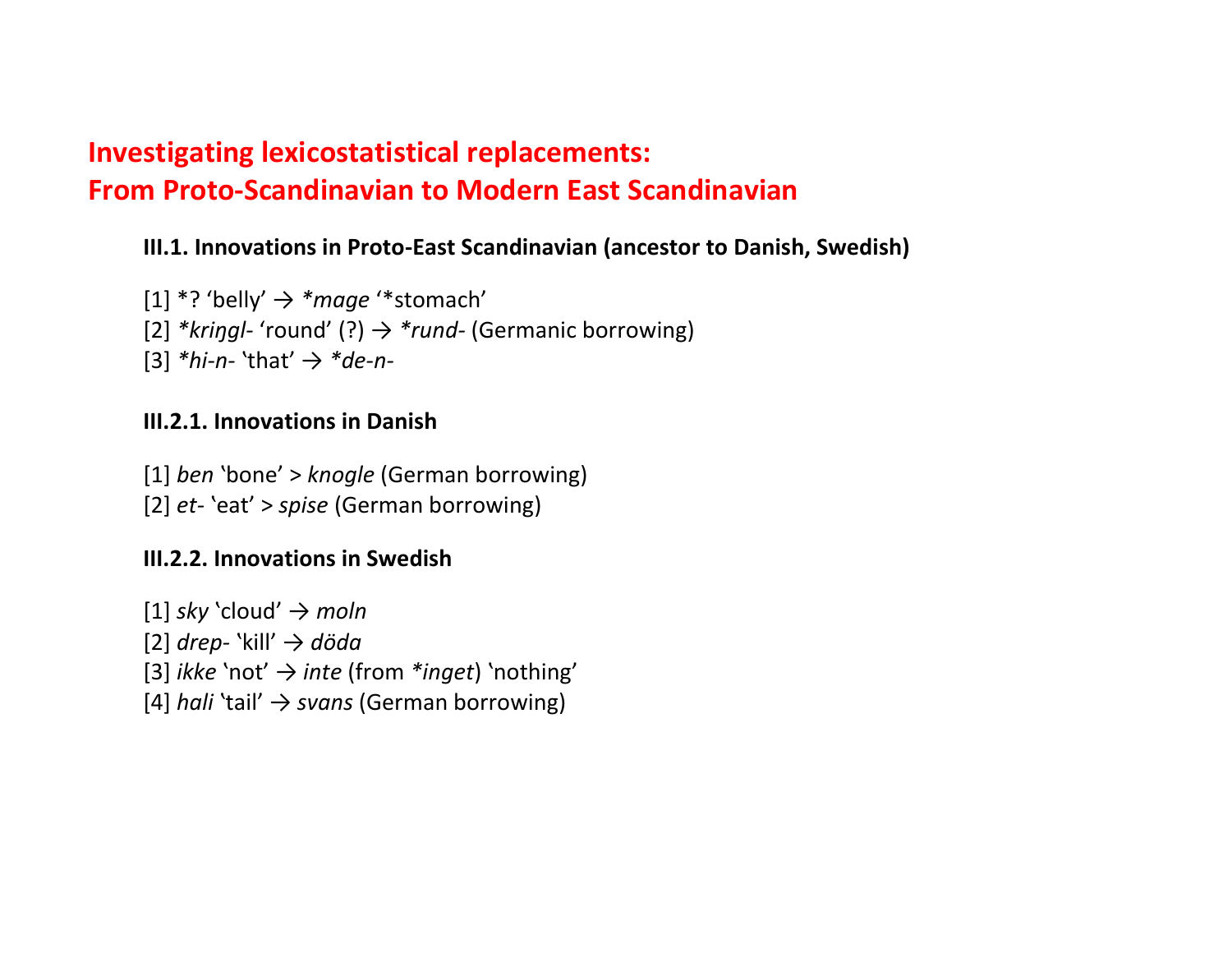# Investigating lexicostatistical replacements: From Proto-Scandinavian to Modern East Scandinavian

### III.1. Innovations in Proto-East Scandinavian (ancestor to Danish, Swedish)

[1] *? ‘belly’ → *\*mage* ‘*stomach’
[2] *\*kriŋgl-* ‘round’ (?) → *\*rund-* (Germanic borrowing)
[3] *\*hi-n-* ‘that’ → *\*de-n-*

### III.2.1. Innovations in Danish

[1] *ben* ‘bone’ > *knogle* (German borrowing)
[2] *et-* ‘eat’ > *spise* (German borrowing)

### III.2.2. Innovations in Swedish

[1] *sky* ‘cloud’ → *moln*
[2] *drep-* ‘kill’ → *döda*
[3] *ikke* ‘not’ → *inte* (from *\*inget*) ‘nothing’
[4] *hali* ‘tail’ → *svans* (German borrowing)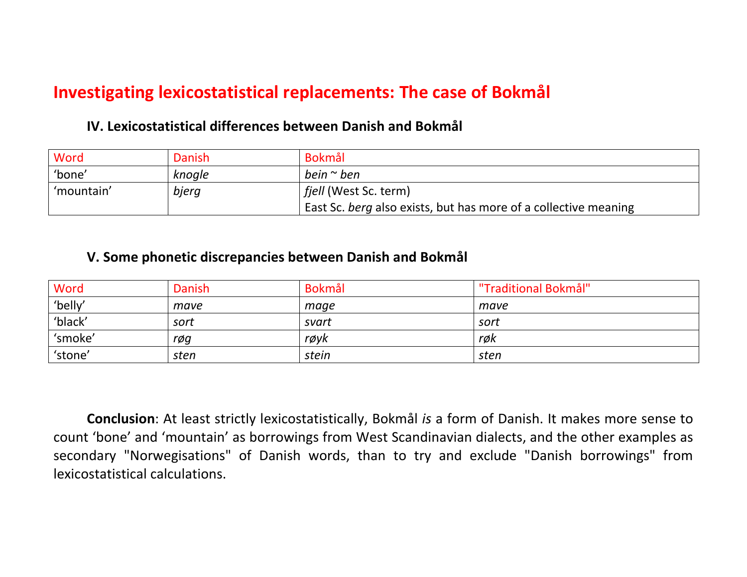# Investigating lexicostatistical replacements: The case of Bokmål

### IV. Lexicostatistical differences between Danish and Bokmål

| Word | Danish | Bokmål |
|---|---|---|
| 'bone' | *knogle* | *bein* ~ *ben* |
| 'mountain' | *bjerg* | *fjell* (West Sc. term)<br>East Sc. *berg* also exists, but has more of a collective meaning |

### V. Some phonetic discrepancies between Danish and Bokmål

| Word | Danish | Bokmål | "Traditional Bokmål" |
|---|---|---|---|
| 'belly' | *mave* | *mage* | *mave* |
| 'black' | *sort* | *svart* | *sort* |
| 'smoke' | *røg* | *røyk* | *røk* |
| 'stone' | *sten* | *stein* | *sten* |

**Conclusion**: At least strictly lexicostatistically, Bokmål *is* a form of Danish. It makes more sense to count 'bone' and 'mountain' as borrowings from West Scandinavian dialects, and the other examples as secondary "Norwegisations" of Danish words, than to try and exclude "Danish borrowings" from lexicostatistical calculations.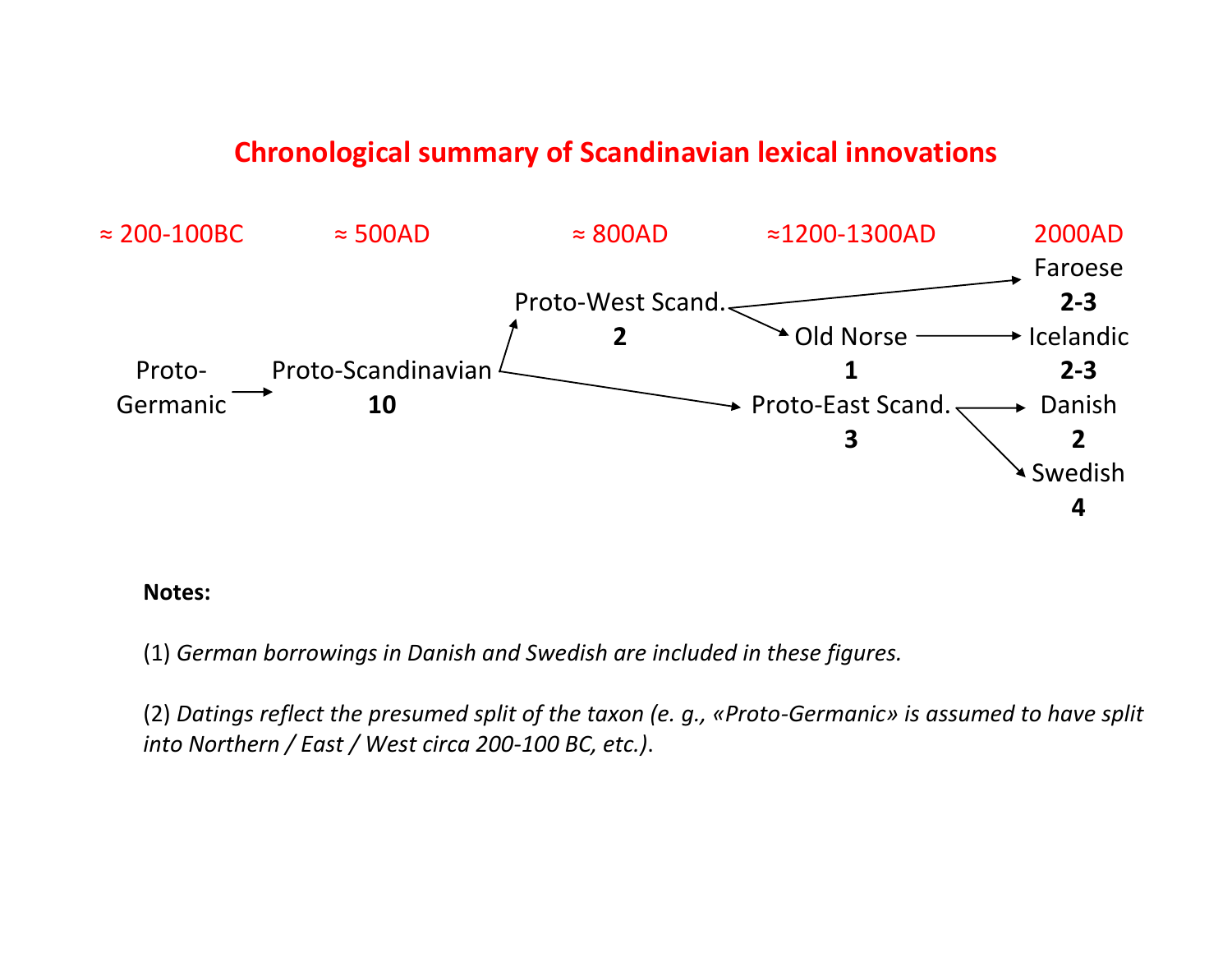# Chronological summary of Scandinavian lexical innovations

| ≈ 200-100BC | ≈ 500AD | ≈ 800AD | ≈1200-1300AD | 2000AD |
|---|---|---|---|---|
| | | Proto-West Scand. **2** | | Faroese **2-3** |
| | | | Old Norse **1** | Icelandic **2-3** |
| Proto-Germanic | Proto-Scandinavian **10** | | Proto-East Scand. **3** | Danish **2** |
| | | | | Swedish **4** |

Proto-Germanic → Proto-Scandinavian

Proto-Scandinavian → Proto-West Scand.; Proto-Scandinavian → Proto-East Scand.

Proto-West Scand. → Faroese; Proto-West Scand. → Old Norse → Icelandic

Proto-East Scand. → Danish; Proto-East Scand. → Swedish

**Notes:**

(1) *German borrowings in Danish and Swedish are included in these figures.*

(2) *Datings reflect the presumed split of the taxon (e. g., «Proto-Germanic» is assumed to have split into Northern / East / West circa 200-100 BC, etc.)*.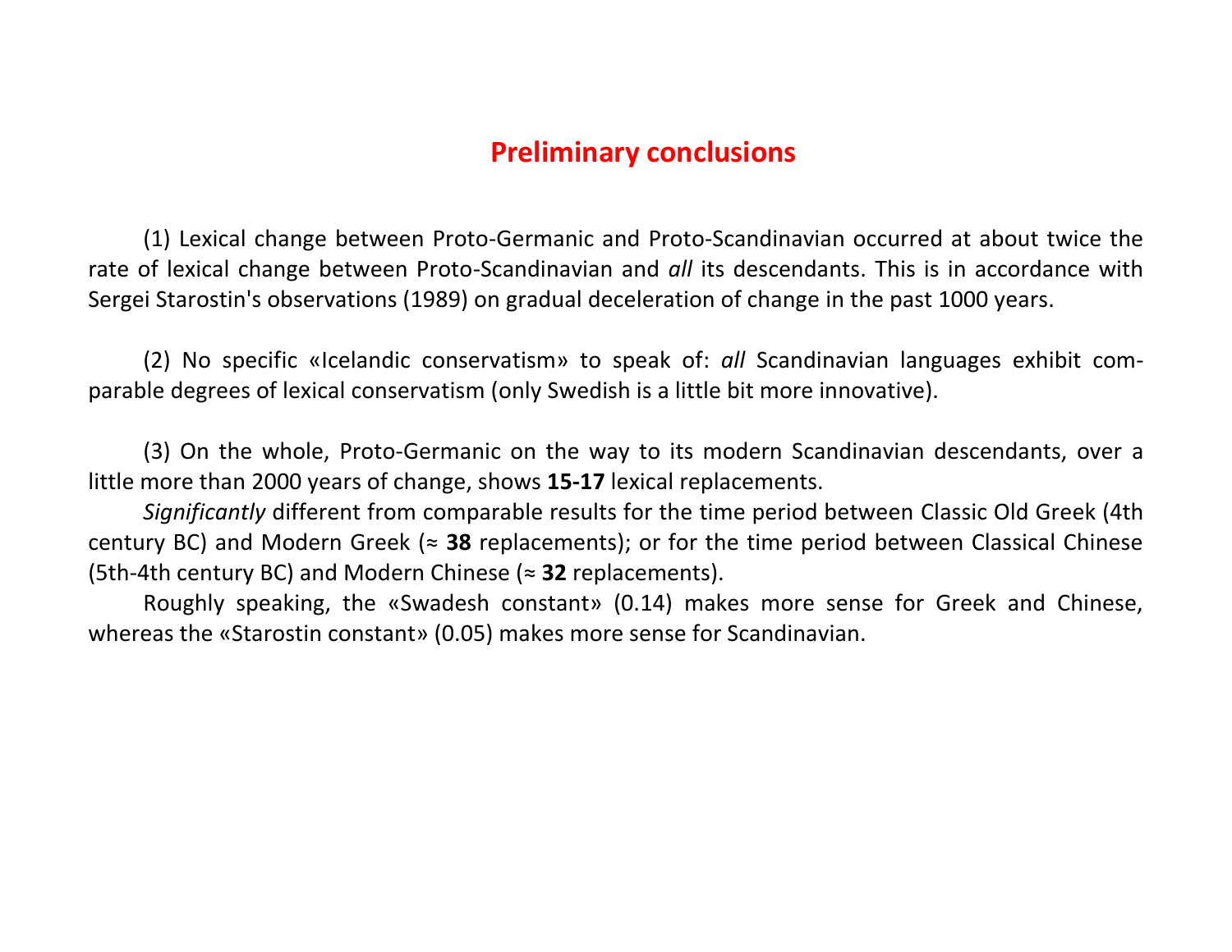# Preliminary conclusions

(1) Lexical change between Proto-Germanic and Proto-Scandinavian occurred at about twice the rate of lexical change between Proto-Scandinavian and *all* its descendants. This is in accordance with Sergei Starostin's observations (1989) on gradual deceleration of change in the past 1000 years.

(2) No specific «Icelandic conservatism» to speak of: *all* Scandinavian languages exhibit comparable degrees of lexical conservatism (only Swedish is a little bit more innovative).

(3) On the whole, Proto-Germanic on the way to its modern Scandinavian descendants, over a little more than 2000 years of change, shows **15-17** lexical replacements.

*Significantly* different from comparable results for the time period between Classic Old Greek (4th century BC) and Modern Greek (≈ **38** replacements); or for the time period between Classical Chinese (5th-4th century BC) and Modern Chinese (≈ **32** replacements).

Roughly speaking, the «Swadesh constant» (0.14) makes more sense for Greek and Chinese, whereas the «Starostin constant» (0.05) makes more sense for Scandinavian.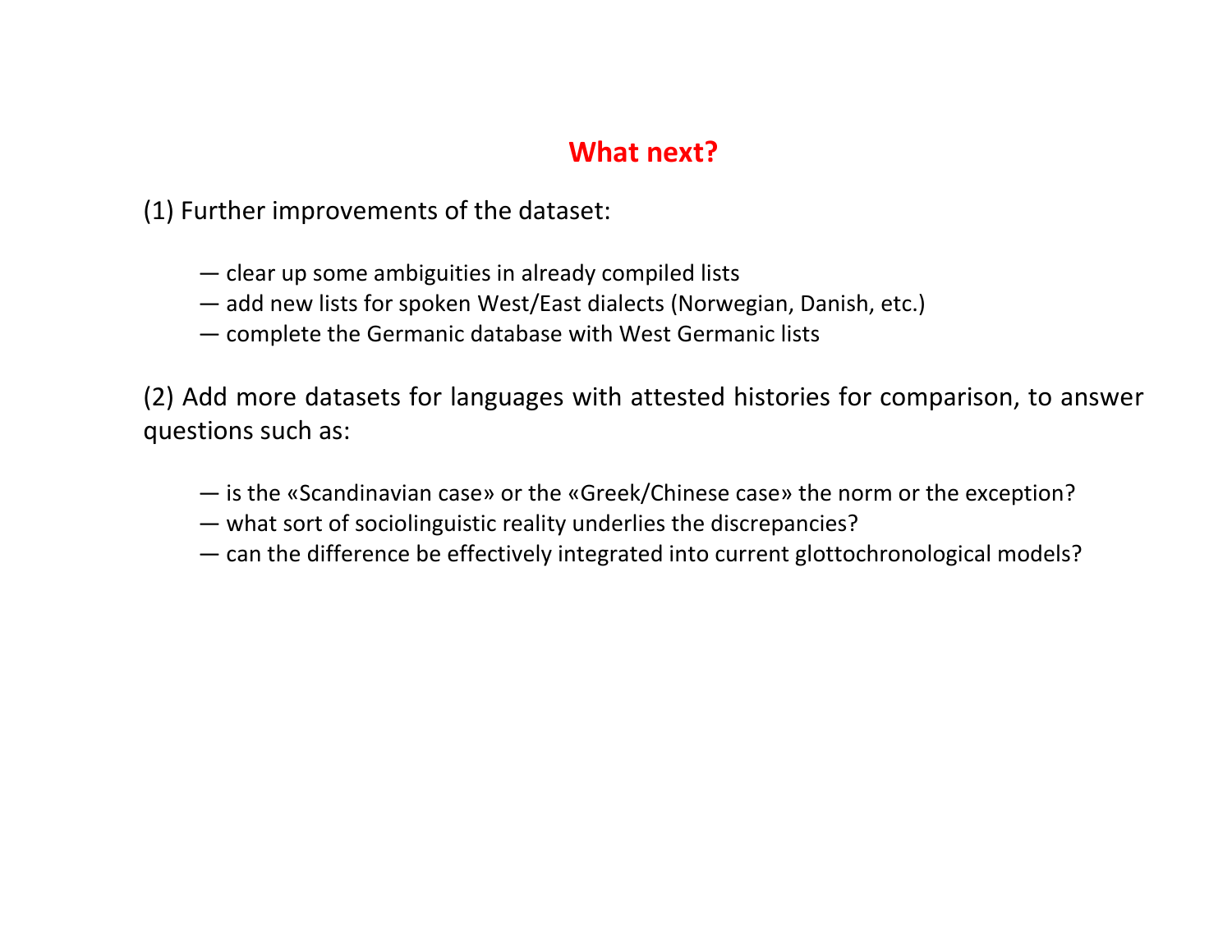# What next?

(1) Further improvements of the dataset:

— clear up some ambiguities in already compiled lists
— add new lists for spoken West/East dialects (Norwegian, Danish, etc.)
— complete the Germanic database with West Germanic lists

(2) Add more datasets for languages with attested histories for comparison, to answer questions such as:

— is the «Scandinavian case» or the «Greek/Chinese case» the norm or the exception?
— what sort of sociolinguistic reality underlies the discrepancies?
— can the difference be effectively integrated into current glottochronological models?